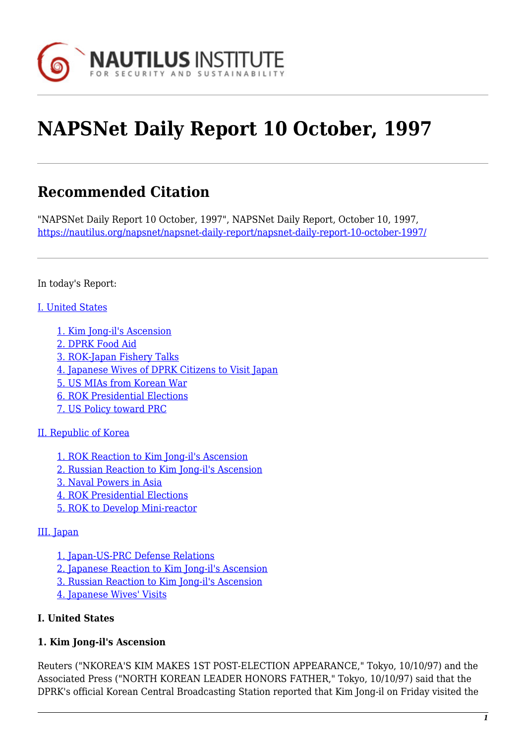# NAPSNet Daily Report 10 October, 1997

## Recommended Citation

"NAPSNet Daily Report 10 October, 1997", NAPSNet Daily Report, October 10, 1997, https://nautilus.org/napsnet/napsnet-daily-report/napsnet-daily-report-10-october-1997/

In today's Report:

I. United States

- 1. Kim Jong-il's Ascension
- 2. DPRK Food Aid
- 3. ROK-Japan Fishery Talks
- 4. Japanese Wives of DPRK Citizens to Visit Japan
- 5. US MIAs from Korean War
- 6. ROK Presidential Elections
- 7. US Policy toward PRC

II. Republic of Korea

- 1. ROK Reaction to Kim Jong-il's Ascension
- 2. Russian Reaction to Kim Jong-il's Ascension
- 3. Naval Powers in Asia
- 4. ROK Presidential Elections
- 5. ROK to Develop Mini-reactor

III. Japan

- 1. Japan-US-PRC Defense Relations
- 2. Japanese Reaction to Kim Jong-il's Ascension
- 3. Russian Reaction to Kim Jong-il's Ascension
- 4. Japanese Wives' Visits

**I. United States**

**1. Kim Jong-il's Ascension**

Reuters ("NKOREA'S KIM MAKES 1ST POST-ELECTION APPEARANCE," Tokyo, 10/10/97) and the Associated Press ("NORTH KOREAN LEADER HONORS FATHER," Tokyo, 10/10/97) said that the DPRK's official Korean Central Broadcasting Station reported that Kim Jong-il on Friday visited the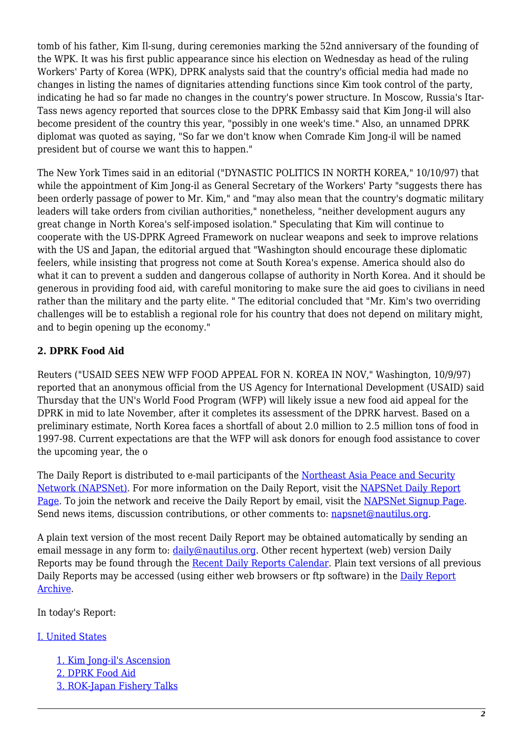tomb of his father, Kim Il-sung, during ceremonies marking the 52nd anniversary of the founding of the WPK. It was his first public appearance since his election on Wednesday as head of the ruling Workers' Party of Korea (WPK), DPRK analysts said that the country's official media had made no changes in listing the names of dignitaries attending functions since Kim took control of the party, indicating he had so far made no changes in the country's power structure. In Moscow, Russia's Itar-Tass news agency reported that sources close to the DPRK Embassy said that Kim Jong-il will also become president of the country this year, "possibly in one week's time." Also, an unnamed DPRK diplomat was quoted as saying, "So far we don't know when Comrade Kim Jong-il will be named president but of course we want this to happen."

The New York Times said in an editorial ("DYNASTIC POLITICS IN NORTH KOREA," 10/10/97) that while the appointment of Kim Jong-il as General Secretary of the Workers' Party "suggests there has been orderly passage of power to Mr. Kim," and "may also mean that the country's dogmatic military leaders will take orders from civilian authorities," nonetheless, "neither development augurs any great change in North Korea's self-imposed isolation." Speculating that Kim will continue to cooperate with the US-DPRK Agreed Framework on nuclear weapons and seek to improve relations with the US and Japan, the editorial argued that "Washington should encourage these diplomatic feelers, while insisting that progress not come at South Korea's expense. America should also do what it can to prevent a sudden and dangerous collapse of authority in North Korea. And it should be generous in providing food aid, with careful monitoring to make sure the aid goes to civilians in need rather than the military and the party elite. " The editorial concluded that "Mr. Kim's two overriding challenges will be to establish a regional role for his country that does not depend on military might, and to begin opening up the economy."

### 2. DPRK Food Aid

Reuters ("USAID SEES NEW WFP FOOD APPEAL FOR N. KOREA IN NOV," Washington, 10/9/97) reported that an anonymous official from the US Agency for International Development (USAID) said Thursday that the UN's World Food Program (WFP) will likely issue a new food aid appeal for the DPRK in mid to late November, after it completes its assessment of the DPRK harvest. Based on a preliminary estimate, North Korea faces a shortfall of about 2.0 million to 2.5 million tons of food in 1997-98. Current expectations are that the WFP will ask donors for enough food assistance to cover the upcoming year, the o

The Daily Report is distributed to e-mail participants of the [Northeast Asia Peace and Security Network (NAPSNet)](). For more information on the Daily Report, visit the [NAPSNet Daily Report Page](). To join the network and receive the Daily Report by email, visit the [NAPSNet Signup Page](). Send news items, discussion contributions, or other comments to: [napsnet@nautilus.org]().

A plain text version of the most recent Daily Report may be obtained automatically by sending an email message in any form to: [daily@nautilus.org](). Other recent hypertext (web) version Daily Reports may be found through the [Recent Daily Reports Calendar](). Plain text versions of all previous Daily Reports may be accessed (using either web browsers or ftp software) in the [Daily Report Archive]().

In today's Report:

[I. United States]()

- [1. Kim Jong-il's Ascension]()
- [2. DPRK Food Aid]()
- [3. ROK-Japan Fishery Talks]()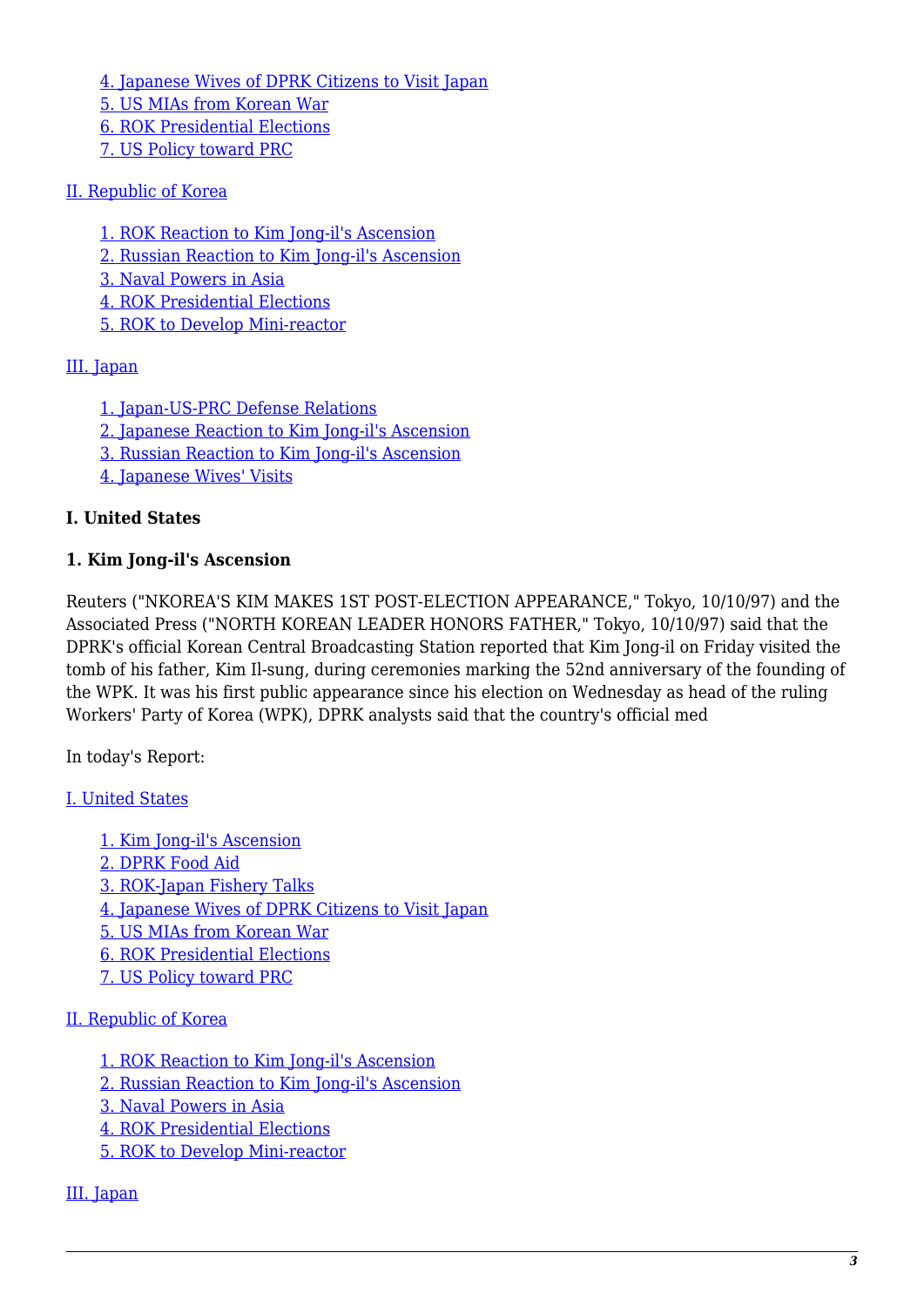4. Japanese Wives of DPRK Citizens to Visit Japan
5. US MIAs from Korean War
6. ROK Presidential Elections
7. US Policy toward PRC

II. Republic of Korea

1. ROK Reaction to Kim Jong-il's Ascension
2. Russian Reaction to Kim Jong-il's Ascension
3. Naval Powers in Asia
4. ROK Presidential Elections
5. ROK to Develop Mini-reactor

III. Japan

1. Japan-US-PRC Defense Relations
2. Japanese Reaction to Kim Jong-il's Ascension
3. Russian Reaction to Kim Jong-il's Ascension
4. Japanese Wives' Visits

**I. United States**

**1. Kim Jong-il's Ascension**

Reuters ("NKOREA'S KIM MAKES 1ST POST-ELECTION APPEARANCE," Tokyo, 10/10/97) and the Associated Press ("NORTH KOREAN LEADER HONORS FATHER," Tokyo, 10/10/97) said that the DPRK's official Korean Central Broadcasting Station reported that Kim Jong-il on Friday visited the tomb of his father, Kim Il-sung, during ceremonies marking the 52nd anniversary of the founding of the WPK. It was his first public appearance since his election on Wednesday as head of the ruling Workers' Party of Korea (WPK), DPRK analysts said that the country's official med

In today's Report:

I. United States

1. Kim Jong-il's Ascension
2. DPRK Food Aid
3. ROK-Japan Fishery Talks
4. Japanese Wives of DPRK Citizens to Visit Japan
5. US MIAs from Korean War
6. ROK Presidential Elections
7. US Policy toward PRC

II. Republic of Korea

1. ROK Reaction to Kim Jong-il's Ascension
2. Russian Reaction to Kim Jong-il's Ascension
3. Naval Powers in Asia
4. ROK Presidential Elections
5. ROK to Develop Mini-reactor

III. Japan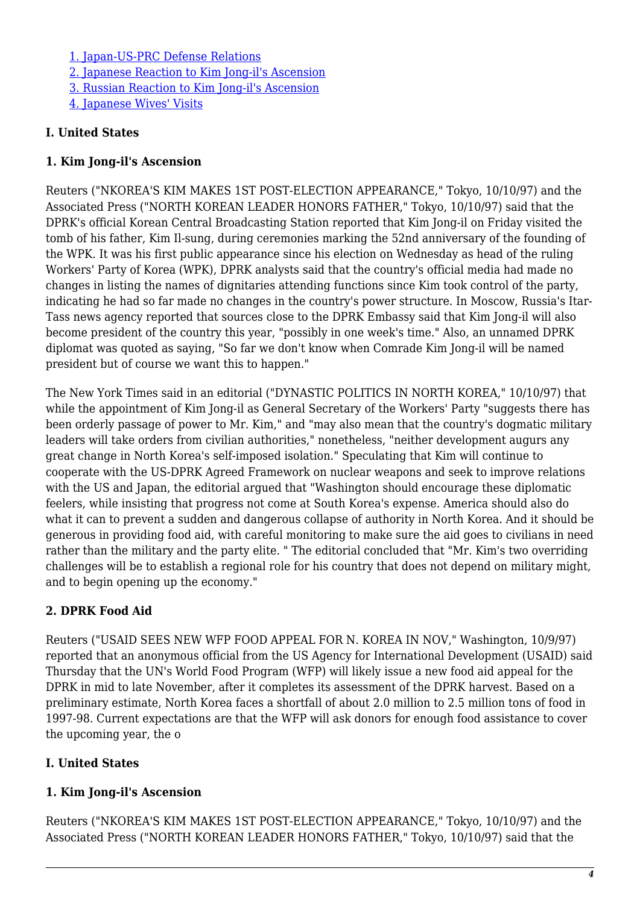[1. Japan-US-PRC Defense Relations]
[2. Japanese Reaction to Kim Jong-il's Ascension]
[3. Russian Reaction to Kim Jong-il's Ascension]
[4. Japanese Wives' Visits]

**I. United States**

**1. Kim Jong-il's Ascension**

Reuters ("NKOREA'S KIM MAKES 1ST POST-ELECTION APPEARANCE," Tokyo, 10/10/97) and the Associated Press ("NORTH KOREAN LEADER HONORS FATHER," Tokyo, 10/10/97) said that the DPRK's official Korean Central Broadcasting Station reported that Kim Jong-il on Friday visited the tomb of his father, Kim Il-sung, during ceremonies marking the 52nd anniversary of the founding of the WPK. It was his first public appearance since his election on Wednesday as head of the ruling Workers' Party of Korea (WPK), DPRK analysts said that the country's official media had made no changes in listing the names of dignitaries attending functions since Kim took control of the party, indicating he had so far made no changes in the country's power structure. In Moscow, Russia's Itar-Tass news agency reported that sources close to the DPRK Embassy said that Kim Jong-il will also become president of the country this year, "possibly in one week's time." Also, an unnamed DPRK diplomat was quoted as saying, "So far we don't know when Comrade Kim Jong-il will be named president but of course we want this to happen."

The New York Times said in an editorial ("DYNASTIC POLITICS IN NORTH KOREA," 10/10/97) that while the appointment of Kim Jong-il as General Secretary of the Workers' Party "suggests there has been orderly passage of power to Mr. Kim," and "may also mean that the country's dogmatic military leaders will take orders from civilian authorities," nonetheless, "neither development augurs any great change in North Korea's self-imposed isolation." Speculating that Kim will continue to cooperate with the US-DPRK Agreed Framework on nuclear weapons and seek to improve relations with the US and Japan, the editorial argued that "Washington should encourage these diplomatic feelers, while insisting that progress not come at South Korea's expense. America should also do what it can to prevent a sudden and dangerous collapse of authority in North Korea. And it should be generous in providing food aid, with careful monitoring to make sure the aid goes to civilians in need rather than the military and the party elite. " The editorial concluded that "Mr. Kim's two overriding challenges will be to establish a regional role for his country that does not depend on military might, and to begin opening up the economy."

**2. DPRK Food Aid**

Reuters ("USAID SEES NEW WFP FOOD APPEAL FOR N. KOREA IN NOV," Washington, 10/9/97) reported that an anonymous official from the US Agency for International Development (USAID) said Thursday that the UN's World Food Program (WFP) will likely issue a new food aid appeal for the DPRK in mid to late November, after it completes its assessment of the DPRK harvest. Based on a preliminary estimate, North Korea faces a shortfall of about 2.0 million to 2.5 million tons of food in 1997-98. Current expectations are that the WFP will ask donors for enough food assistance to cover the upcoming year, the o

**I. United States**

**1. Kim Jong-il's Ascension**

Reuters ("NKOREA'S KIM MAKES 1ST POST-ELECTION APPEARANCE," Tokyo, 10/10/97) and the Associated Press ("NORTH KOREAN LEADER HONORS FATHER," Tokyo, 10/10/97) said that the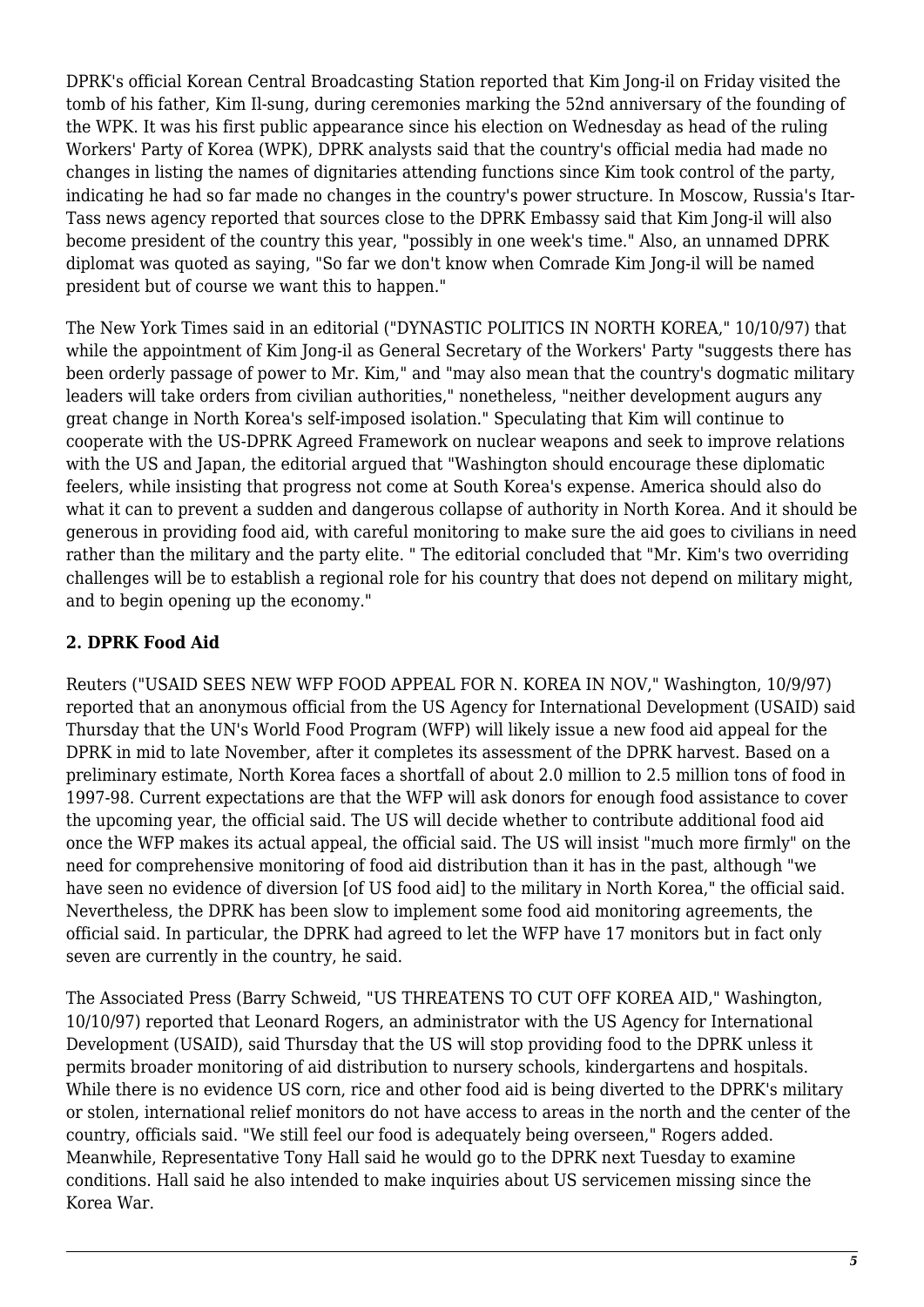DPRK's official Korean Central Broadcasting Station reported that Kim Jong-il on Friday visited the tomb of his father, Kim Il-sung, during ceremonies marking the 52nd anniversary of the founding of the WPK. It was his first public appearance since his election on Wednesday as head of the ruling Workers' Party of Korea (WPK), DPRK analysts said that the country's official media had made no changes in listing the names of dignitaries attending functions since Kim took control of the party, indicating he had so far made no changes in the country's power structure. In Moscow, Russia's Itar-Tass news agency reported that sources close to the DPRK Embassy said that Kim Jong-il will also become president of the country this year, "possibly in one week's time." Also, an unnamed DPRK diplomat was quoted as saying, "So far we don't know when Comrade Kim Jong-il will be named president but of course we want this to happen."

The New York Times said in an editorial ("DYNASTIC POLITICS IN NORTH KOREA," 10/10/97) that while the appointment of Kim Jong-il as General Secretary of the Workers' Party "suggests there has been orderly passage of power to Mr. Kim," and "may also mean that the country's dogmatic military leaders will take orders from civilian authorities," nonetheless, "neither development augurs any great change in North Korea's self-imposed isolation." Speculating that Kim will continue to cooperate with the US-DPRK Agreed Framework on nuclear weapons and seek to improve relations with the US and Japan, the editorial argued that "Washington should encourage these diplomatic feelers, while insisting that progress not come at South Korea's expense. America should also do what it can to prevent a sudden and dangerous collapse of authority in North Korea. And it should be generous in providing food aid, with careful monitoring to make sure the aid goes to civilians in need rather than the military and the party elite. " The editorial concluded that "Mr. Kim's two overriding challenges will be to establish a regional role for his country that does not depend on military might, and to begin opening up the economy."

### 2. DPRK Food Aid

Reuters ("USAID SEES NEW WFP FOOD APPEAL FOR N. KOREA IN NOV," Washington, 10/9/97) reported that an anonymous official from the US Agency for International Development (USAID) said Thursday that the UN's World Food Program (WFP) will likely issue a new food aid appeal for the DPRK in mid to late November, after it completes its assessment of the DPRK harvest. Based on a preliminary estimate, North Korea faces a shortfall of about 2.0 million to 2.5 million tons of food in 1997-98. Current expectations are that the WFP will ask donors for enough food assistance to cover the upcoming year, the official said. The US will decide whether to contribute additional food aid once the WFP makes its actual appeal, the official said. The US will insist "much more firmly" on the need for comprehensive monitoring of food aid distribution than it has in the past, although "we have seen no evidence of diversion [of US food aid] to the military in North Korea," the official said. Nevertheless, the DPRK has been slow to implement some food aid monitoring agreements, the official said. In particular, the DPRK had agreed to let the WFP have 17 monitors but in fact only seven are currently in the country, he said.

The Associated Press (Barry Schweid, "US THREATENS TO CUT OFF KOREA AID," Washington, 10/10/97) reported that Leonard Rogers, an administrator with the US Agency for International Development (USAID), said Thursday that the US will stop providing food to the DPRK unless it permits broader monitoring of aid distribution to nursery schools, kindergartens and hospitals. While there is no evidence US corn, rice and other food aid is being diverted to the DPRK's military or stolen, international relief monitors do not have access to areas in the north and the center of the country, officials said. "We still feel our food is adequately being overseen," Rogers added. Meanwhile, Representative Tony Hall said he would go to the DPRK next Tuesday to examine conditions. Hall said he also intended to make inquiries about US servicemen missing since the Korea War.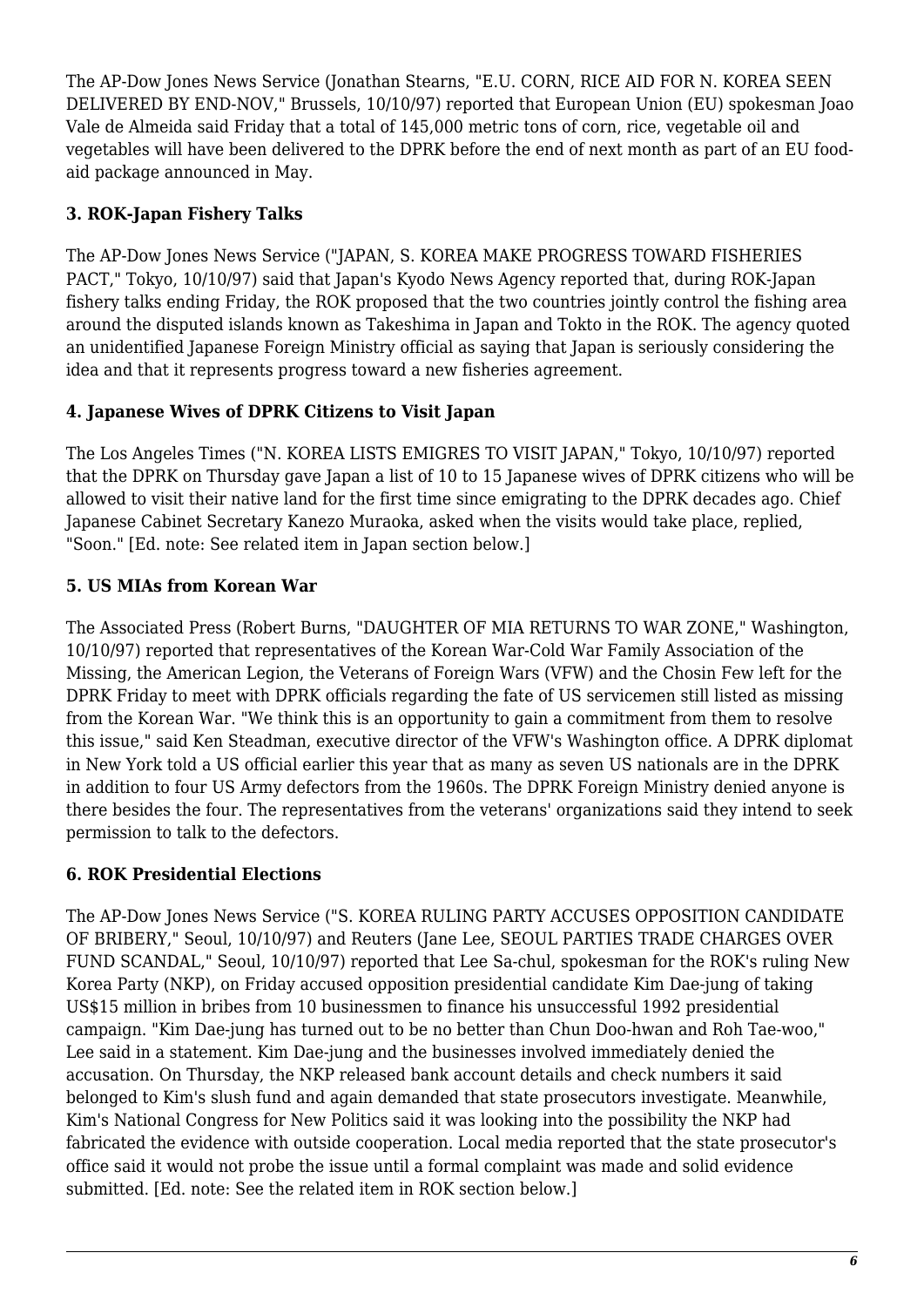The AP-Dow Jones News Service (Jonathan Stearns, "E.U. CORN, RICE AID FOR N. KOREA SEEN DELIVERED BY END-NOV," Brussels, 10/10/97) reported that European Union (EU) spokesman Joao Vale de Almeida said Friday that a total of 145,000 metric tons of corn, rice, vegetable oil and vegetables will have been delivered to the DPRK before the end of next month as part of an EU food-aid package announced in May.

### 3. ROK-Japan Fishery Talks

The AP-Dow Jones News Service ("JAPAN, S. KOREA MAKE PROGRESS TOWARD FISHERIES PACT," Tokyo, 10/10/97) said that Japan's Kyodo News Agency reported that, during ROK-Japan fishery talks ending Friday, the ROK proposed that the two countries jointly control the fishing area around the disputed islands known as Takeshima in Japan and Tokto in the ROK. The agency quoted an unidentified Japanese Foreign Ministry official as saying that Japan is seriously considering the idea and that it represents progress toward a new fisheries agreement.

### 4. Japanese Wives of DPRK Citizens to Visit Japan

The Los Angeles Times ("N. KOREA LISTS EMIGRES TO VISIT JAPAN," Tokyo, 10/10/97) reported that the DPRK on Thursday gave Japan a list of 10 to 15 Japanese wives of DPRK citizens who will be allowed to visit their native land for the first time since emigrating to the DPRK decades ago. Chief Japanese Cabinet Secretary Kanezo Muraoka, asked when the visits would take place, replied, "Soon." [Ed. note: See related item in Japan section below.]

### 5. US MIAs from Korean War

The Associated Press (Robert Burns, "DAUGHTER OF MIA RETURNS TO WAR ZONE," Washington, 10/10/97) reported that representatives of the Korean War-Cold War Family Association of the Missing, the American Legion, the Veterans of Foreign Wars (VFW) and the Chosin Few left for the DPRK Friday to meet with DPRK officials regarding the fate of US servicemen still listed as missing from the Korean War. "We think this is an opportunity to gain a commitment from them to resolve this issue," said Ken Steadman, executive director of the VFW's Washington office. A DPRK diplomat in New York told a US official earlier this year that as many as seven US nationals are in the DPRK in addition to four US Army defectors from the 1960s. The DPRK Foreign Ministry denied anyone is there besides the four. The representatives from the veterans' organizations said they intend to seek permission to talk to the defectors.

### 6. ROK Presidential Elections

The AP-Dow Jones News Service ("S. KOREA RULING PARTY ACCUSES OPPOSITION CANDIDATE OF BRIBERY," Seoul, 10/10/97) and Reuters (Jane Lee, SEOUL PARTIES TRADE CHARGES OVER FUND SCANDAL," Seoul, 10/10/97) reported that Lee Sa-chul, spokesman for the ROK's ruling New Korea Party (NKP), on Friday accused opposition presidential candidate Kim Dae-jung of taking US$15 million in bribes from 10 businessmen to finance his unsuccessful 1992 presidential campaign. "Kim Dae-jung has turned out to be no better than Chun Doo-hwan and Roh Tae-woo," Lee said in a statement. Kim Dae-jung and the businesses involved immediately denied the accusation. On Thursday, the NKP released bank account details and check numbers it said belonged to Kim's slush fund and again demanded that state prosecutors investigate. Meanwhile, Kim's National Congress for New Politics said it was looking into the possibility the NKP had fabricated the evidence with outside cooperation. Local media reported that the state prosecutor's office said it would not probe the issue until a formal complaint was made and solid evidence submitted. [Ed. note: See the related item in ROK section below.]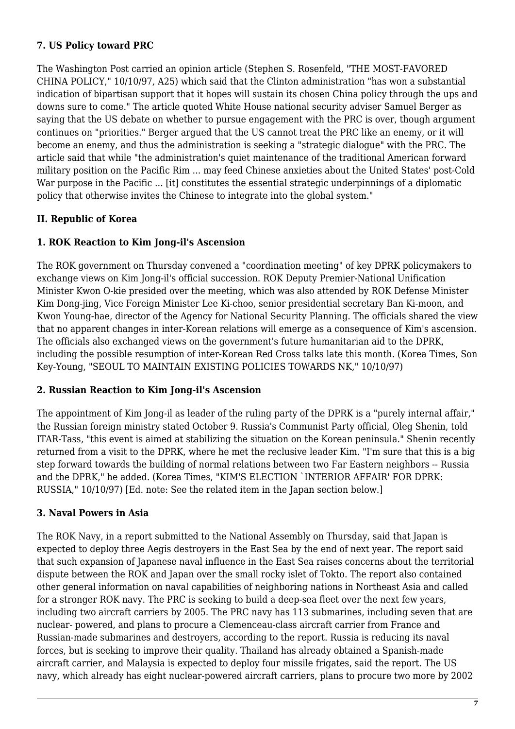**7. US Policy toward PRC**

The Washington Post carried an opinion article (Stephen S. Rosenfeld, "THE MOST-FAVORED CHINA POLICY," 10/10/97, A25) which said that the Clinton administration "has won a substantial indication of bipartisan support that it hopes will sustain its chosen China policy through the ups and downs sure to come." The article quoted White House national security adviser Samuel Berger as saying that the US debate on whether to pursue engagement with the PRC is over, though argument continues on "priorities." Berger argued that the US cannot treat the PRC like an enemy, or it will become an enemy, and thus the administration is seeking a "strategic dialogue" with the PRC. The article said that while "the administration's quiet maintenance of the traditional American forward military position on the Pacific Rim ... may feed Chinese anxieties about the United States' post-Cold War purpose in the Pacific ... [it] constitutes the essential strategic underpinnings of a diplomatic policy that otherwise invites the Chinese to integrate into the global system."

**II. Republic of Korea**

**1. ROK Reaction to Kim Jong-il's Ascension**

The ROK government on Thursday convened a "coordination meeting" of key DPRK policymakers to exchange views on Kim Jong-il's official succession. ROK Deputy Premier-National Unification Minister Kwon O-kie presided over the meeting, which was also attended by ROK Defense Minister Kim Dong-jing, Vice Foreign Minister Lee Ki-choo, senior presidential secretary Ban Ki-moon, and Kwon Young-hae, director of the Agency for National Security Planning. The officials shared the view that no apparent changes in inter-Korean relations will emerge as a consequence of Kim's ascension. The officials also exchanged views on the government's future humanitarian aid to the DPRK, including the possible resumption of inter-Korean Red Cross talks late this month. (Korea Times, Son Key-Young, "SEOUL TO MAINTAIN EXISTING POLICIES TOWARDS NK," 10/10/97)

**2. Russian Reaction to Kim Jong-il's Ascension**

The appointment of Kim Jong-il as leader of the ruling party of the DPRK is a "purely internal affair," the Russian foreign ministry stated October 9. Russia's Communist Party official, Oleg Shenin, told ITAR-Tass, "this event is aimed at stabilizing the situation on the Korean peninsula." Shenin recently returned from a visit to the DPRK, where he met the reclusive leader Kim. "I'm sure that this is a big step forward towards the building of normal relations between two Far Eastern neighbors -- Russia and the DPRK," he added. (Korea Times, "KIM'S ELECTION `INTERIOR AFFAIR' FOR DPRK: RUSSIA," 10/10/97) [Ed. note: See the related item in the Japan section below.]

**3. Naval Powers in Asia**

The ROK Navy, in a report submitted to the National Assembly on Thursday, said that Japan is expected to deploy three Aegis destroyers in the East Sea by the end of next year. The report said that such expansion of Japanese naval influence in the East Sea raises concerns about the territorial dispute between the ROK and Japan over the small rocky islet of Tokto. The report also contained other general information on naval capabilities of neighboring nations in Northeast Asia and called for a stronger ROK navy. The PRC is seeking to build a deep-sea fleet over the next few years, including two aircraft carriers by 2005. The PRC navy has 113 submarines, including seven that are nuclear- powered, and plans to procure a Clemenceau-class aircraft carrier from France and Russian-made submarines and destroyers, according to the report. Russia is reducing its naval forces, but is seeking to improve their quality. Thailand has already obtained a Spanish-made aircraft carrier, and Malaysia is expected to deploy four missile frigates, said the report. The US navy, which already has eight nuclear-powered aircraft carriers, plans to procure two more by 2002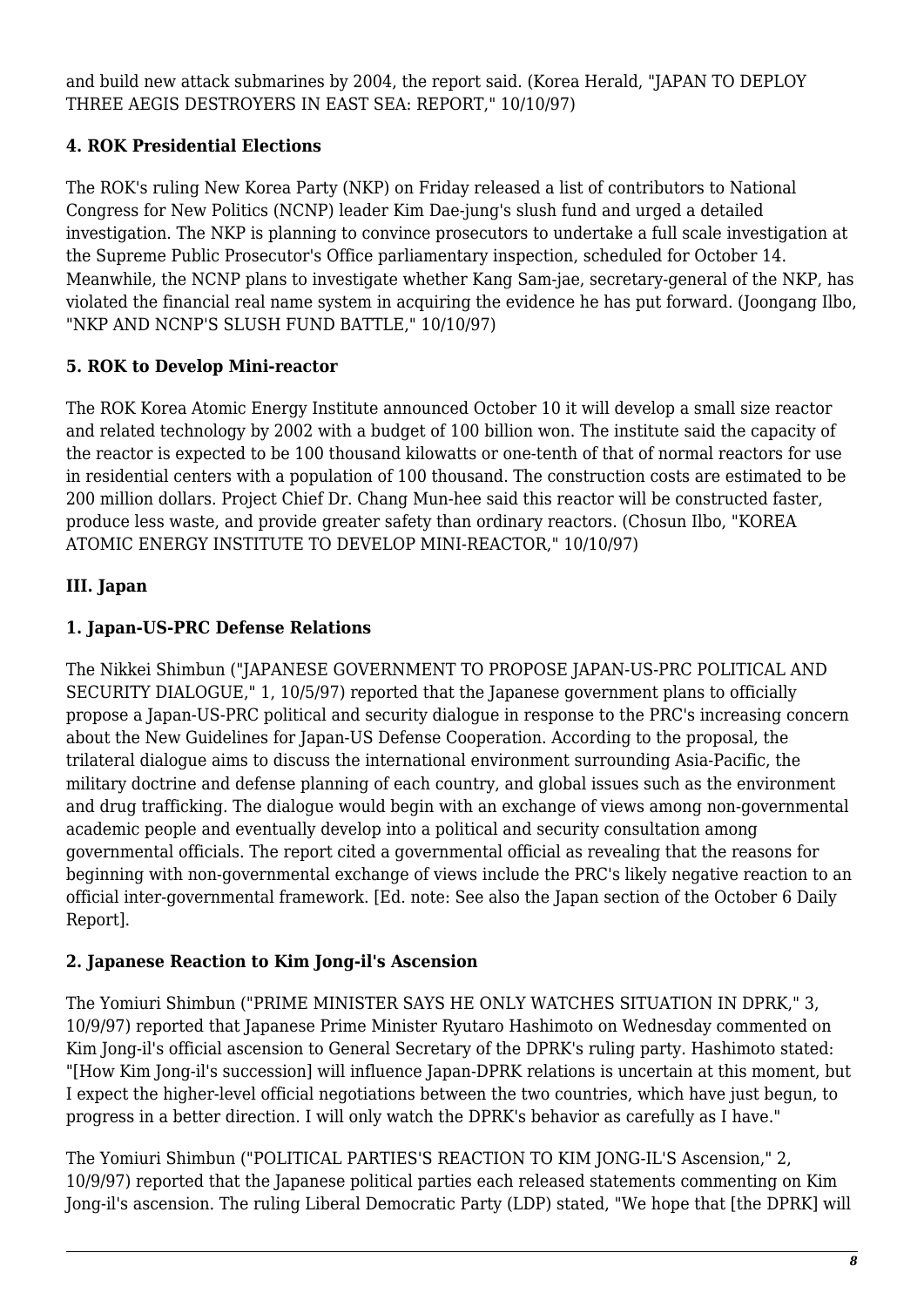and build new attack submarines by 2004, the report said. (Korea Herald, "JAPAN TO DEPLOY THREE AEGIS DESTROYERS IN EAST SEA: REPORT," 10/10/97)

### 4. ROK Presidential Elections

The ROK's ruling New Korea Party (NKP) on Friday released a list of contributors to National Congress for New Politics (NCNP) leader Kim Dae-jung's slush fund and urged a detailed investigation. The NKP is planning to convince prosecutors to undertake a full scale investigation at the Supreme Public Prosecutor's Office parliamentary inspection, scheduled for October 14. Meanwhile, the NCNP plans to investigate whether Kang Sam-jae, secretary-general of the NKP, has violated the financial real name system in acquiring the evidence he has put forward. (Joongang Ilbo, "NKP AND NCNP'S SLUSH FUND BATTLE," 10/10/97)

### 5. ROK to Develop Mini-reactor

The ROK Korea Atomic Energy Institute announced October 10 it will develop a small size reactor and related technology by 2002 with a budget of 100 billion won. The institute said the capacity of the reactor is expected to be 100 thousand kilowatts or one-tenth of that of normal reactors for use in residential centers with a population of 100 thousand. The construction costs are estimated to be 200 million dollars. Project Chief Dr. Chang Mun-hee said this reactor will be constructed faster, produce less waste, and provide greater safety than ordinary reactors. (Chosun Ilbo, "KOREA ATOMIC ENERGY INSTITUTE TO DEVELOP MINI-REACTOR," 10/10/97)

## III. Japan

### 1. Japan-US-PRC Defense Relations

The Nikkei Shimbun ("JAPANESE GOVERNMENT TO PROPOSE JAPAN-US-PRC POLITICAL AND SECURITY DIALOGUE," 1, 10/5/97) reported that the Japanese government plans to officially propose a Japan-US-PRC political and security dialogue in response to the PRC's increasing concern about the New Guidelines for Japan-US Defense Cooperation. According to the proposal, the trilateral dialogue aims to discuss the international environment surrounding Asia-Pacific, the military doctrine and defense planning of each country, and global issues such as the environment and drug trafficking. The dialogue would begin with an exchange of views among non-governmental academic people and eventually develop into a political and security consultation among governmental officials. The report cited a governmental official as revealing that the reasons for beginning with non-governmental exchange of views include the PRC's likely negative reaction to an official inter-governmental framework. [Ed. note: See also the Japan section of the October 6 Daily Report].

### 2. Japanese Reaction to Kim Jong-il's Ascension

The Yomiuri Shimbun ("PRIME MINISTER SAYS HE ONLY WATCHES SITUATION IN DPRK," 3, 10/9/97) reported that Japanese Prime Minister Ryutaro Hashimoto on Wednesday commented on Kim Jong-il's official ascension to General Secretary of the DPRK's ruling party. Hashimoto stated: "[How Kim Jong-il's succession] will influence Japan-DPRK relations is uncertain at this moment, but I expect the higher-level official negotiations between the two countries, which have just begun, to progress in a better direction. I will only watch the DPRK's behavior as carefully as I have."

The Yomiuri Shimbun ("POLITICAL PARTIES'S REACTION TO KIM JONG-IL'S Ascension," 2, 10/9/97) reported that the Japanese political parties each released statements commenting on Kim Jong-il's ascension. The ruling Liberal Democratic Party (LDP) stated, "We hope that [the DPRK] will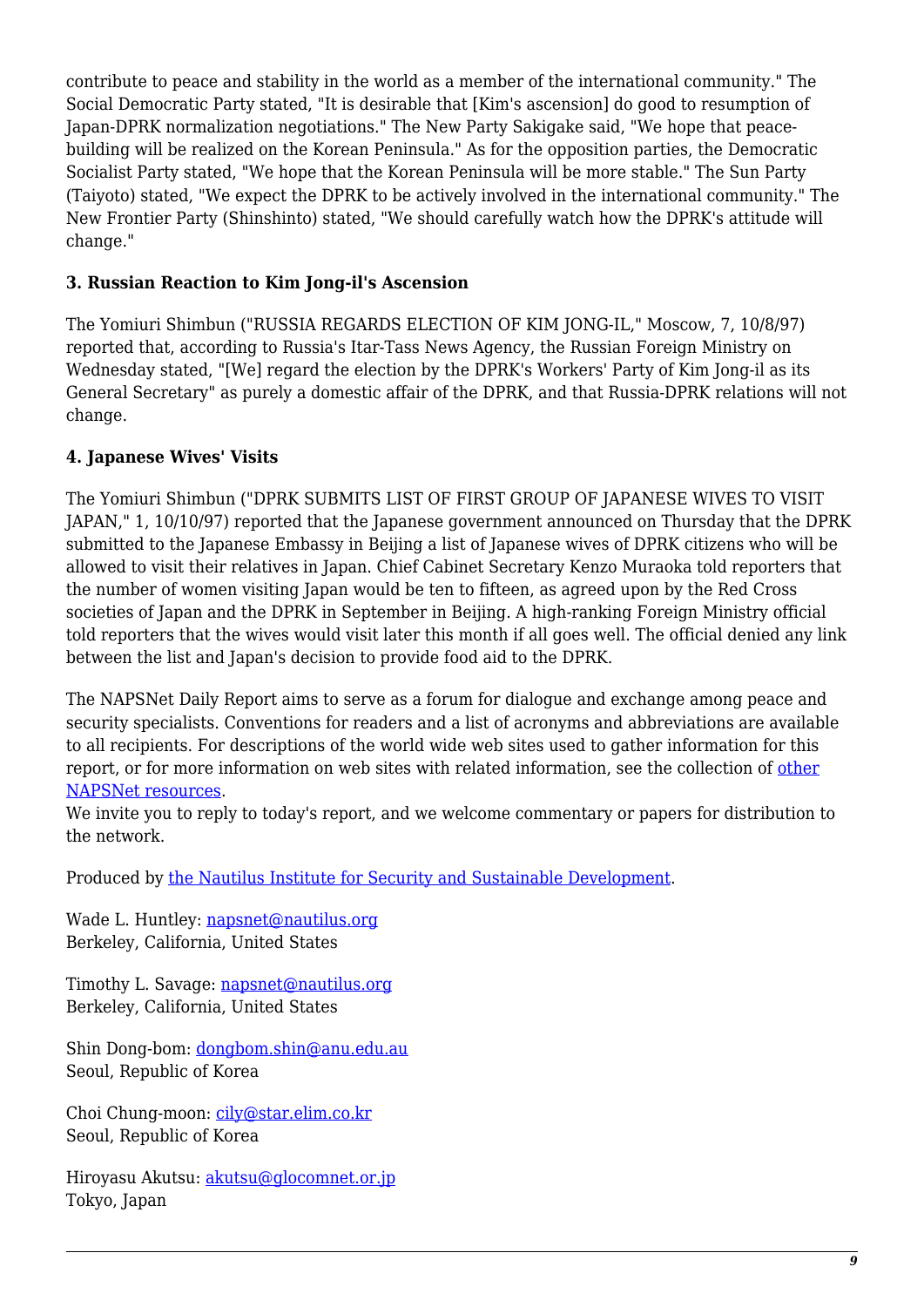contribute to peace and stability in the world as a member of the international community." The Social Democratic Party stated, "It is desirable that [Kim's ascension] do good to resumption of Japan-DPRK normalization negotiations." The New Party Sakigake said, "We hope that peace-building will be realized on the Korean Peninsula." As for the opposition parties, the Democratic Socialist Party stated, "We hope that the Korean Peninsula will be more stable." The Sun Party (Taiyoto) stated, "We expect the DPRK to be actively involved in the international community." The New Frontier Party (Shinshinto) stated, "We should carefully watch how the DPRK's attitude will change."

### 3. Russian Reaction to Kim Jong-il's Ascension

The Yomiuri Shimbun ("RUSSIA REGARDS ELECTION OF KIM JONG-IL," Moscow, 7, 10/8/97) reported that, according to Russia's Itar-Tass News Agency, the Russian Foreign Ministry on Wednesday stated, "[We] regard the election by the DPRK's Workers' Party of Kim Jong-il as its General Secretary" as purely a domestic affair of the DPRK, and that Russia-DPRK relations will not change.

### 4. Japanese Wives' Visits

The Yomiuri Shimbun ("DPRK SUBMITS LIST OF FIRST GROUP OF JAPANESE WIVES TO VISIT JAPAN," 1, 10/10/97) reported that the Japanese government announced on Thursday that the DPRK submitted to the Japanese Embassy in Beijing a list of Japanese wives of DPRK citizens who will be allowed to visit their relatives in Japan. Chief Cabinet Secretary Kenzo Muraoka told reporters that the number of women visiting Japan would be ten to fifteen, as agreed upon by the Red Cross societies of Japan and the DPRK in September in Beijing. A high-ranking Foreign Ministry official told reporters that the wives would visit later this month if all goes well. The official denied any link between the list and Japan's decision to provide food aid to the DPRK.

The NAPSNet Daily Report aims to serve as a forum for dialogue and exchange among peace and security specialists. Conventions for readers and a list of acronyms and abbreviations are available to all recipients. For descriptions of the world wide web sites used to gather information for this report, or for more information on web sites with related information, see the collection of other NAPSNet resources.
We invite you to reply to today's report, and we welcome commentary or papers for distribution to the network.

Produced by the Nautilus Institute for Security and Sustainable Development.

Wade L. Huntley: napsnet@nautilus.org
Berkeley, California, United States

Timothy L. Savage: napsnet@nautilus.org
Berkeley, California, United States

Shin Dong-bom: dongbom.shin@anu.edu.au
Seoul, Republic of Korea

Choi Chung-moon: cily@star.elim.co.kr
Seoul, Republic of Korea

Hiroyasu Akutsu: akutsu@glocomnet.or.jp
Tokyo, Japan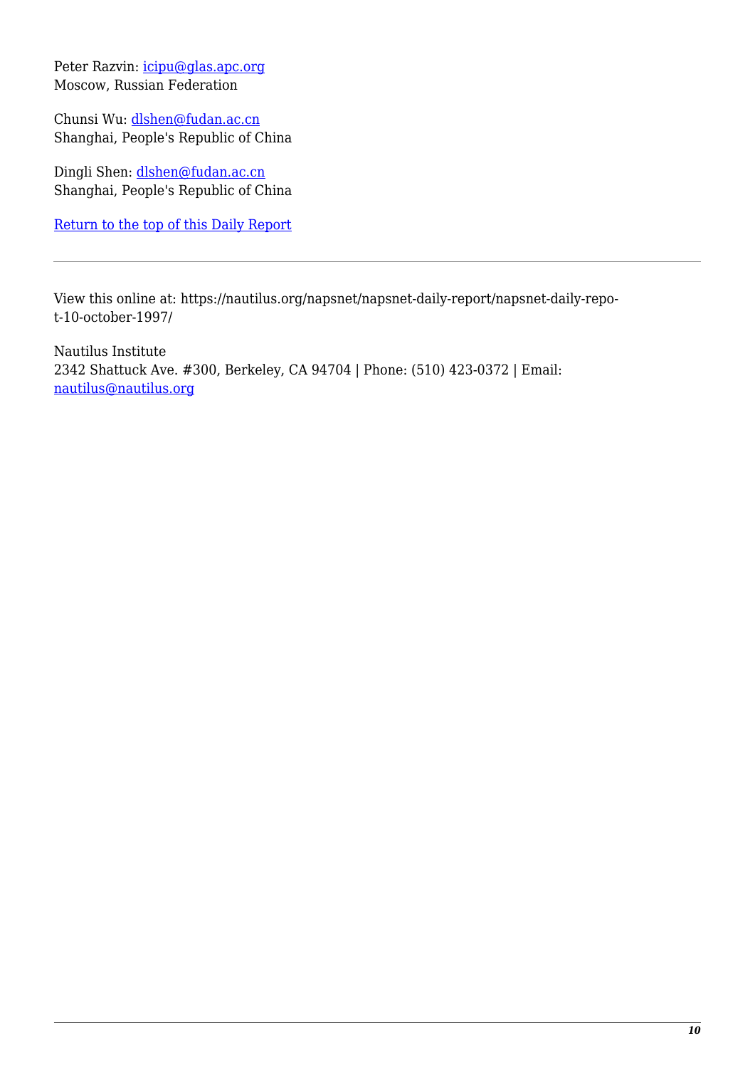Peter Razvin: [icipu@glas.apc.org](mailto:icipu@glas.apc.org)
Moscow, Russian Federation

Chunsi Wu: [dlshen@fudan.ac.cn](mailto:dlshen@fudan.ac.cn)
Shanghai, People's Republic of China

Dingli Shen: [dlshen@fudan.ac.cn](mailto:dlshen@fudan.ac.cn)
Shanghai, People's Republic of China

[Return to the top of this Daily Report](#)

---

View this online at: https://nautilus.org/napsnet/napsnet-daily-report/napsnet-daily-report-10-october-1997/

Nautilus Institute
2342 Shattuck Ave. #300, Berkeley, CA 94704 | Phone: (510) 423-0372 | Email: [nautilus@nautilus.org](mailto:nautilus@nautilus.org)